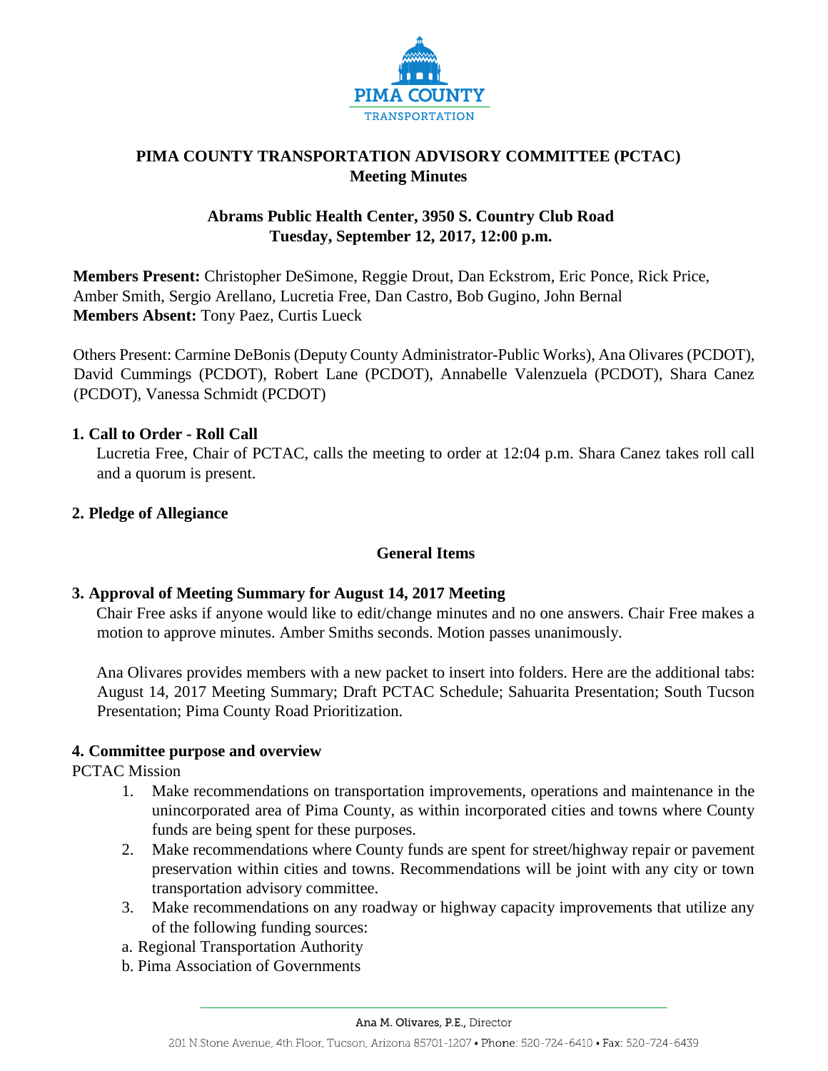# PIMA COUNTY TRANSPORTATION ADVISORY COMMITTEE (PCTAC)
## Meeting Minutes

**Abrams Public Health Center, 3950 S. Country Club Road**
**Tuesday, September 12, 2017, 12:00 p.m.**

**Members Present:** Christopher DeSimone, Reggie Drout, Dan Eckstrom, Eric Ponce, Rick Price, Amber Smith, Sergio Arellano, Lucretia Free, Dan Castro, Bob Gugino, John Bernal
**Members Absent:** Tony Paez, Curtis Lueck

Others Present: Carmine DeBonis (Deputy County Administrator-Public Works), Ana Olivares (PCDOT), David Cummings (PCDOT), Robert Lane (PCDOT), Annabelle Valenzuela (PCDOT), Shara Canez (PCDOT), Vanessa Schmidt (PCDOT)

### 1. Call to Order - Roll Call

Lucretia Free, Chair of PCTAC, calls the meeting to order at 12:04 p.m. Shara Canez takes roll call and a quorum is present.

### 2. Pledge of Allegiance

### General Items

### 3. Approval of Meeting Summary for August 14, 2017 Meeting

Chair Free asks if anyone would like to edit/change minutes and no one answers. Chair Free makes a motion to approve minutes. Amber Smiths seconds. Motion passes unanimously.

Ana Olivares provides members with a new packet to insert into folders. Here are the additional tabs: August 14, 2017 Meeting Summary; Draft PCTAC Schedule; Sahuarita Presentation; South Tucson Presentation; Pima County Road Prioritization.

### 4. Committee purpose and overview

PCTAC Mission

1. Make recommendations on transportation improvements, operations and maintenance in the unincorporated area of Pima County, as within incorporated cities and towns where County funds are being spent for these purposes.
2. Make recommendations where County funds are spent for street/highway repair or pavement preservation within cities and towns. Recommendations will be joint with any city or town transportation advisory committee.
3. Make recommendations on any roadway or highway capacity improvements that utilize any of the following funding sources:

a. Regional Transportation Authority
b. Pima Association of Governments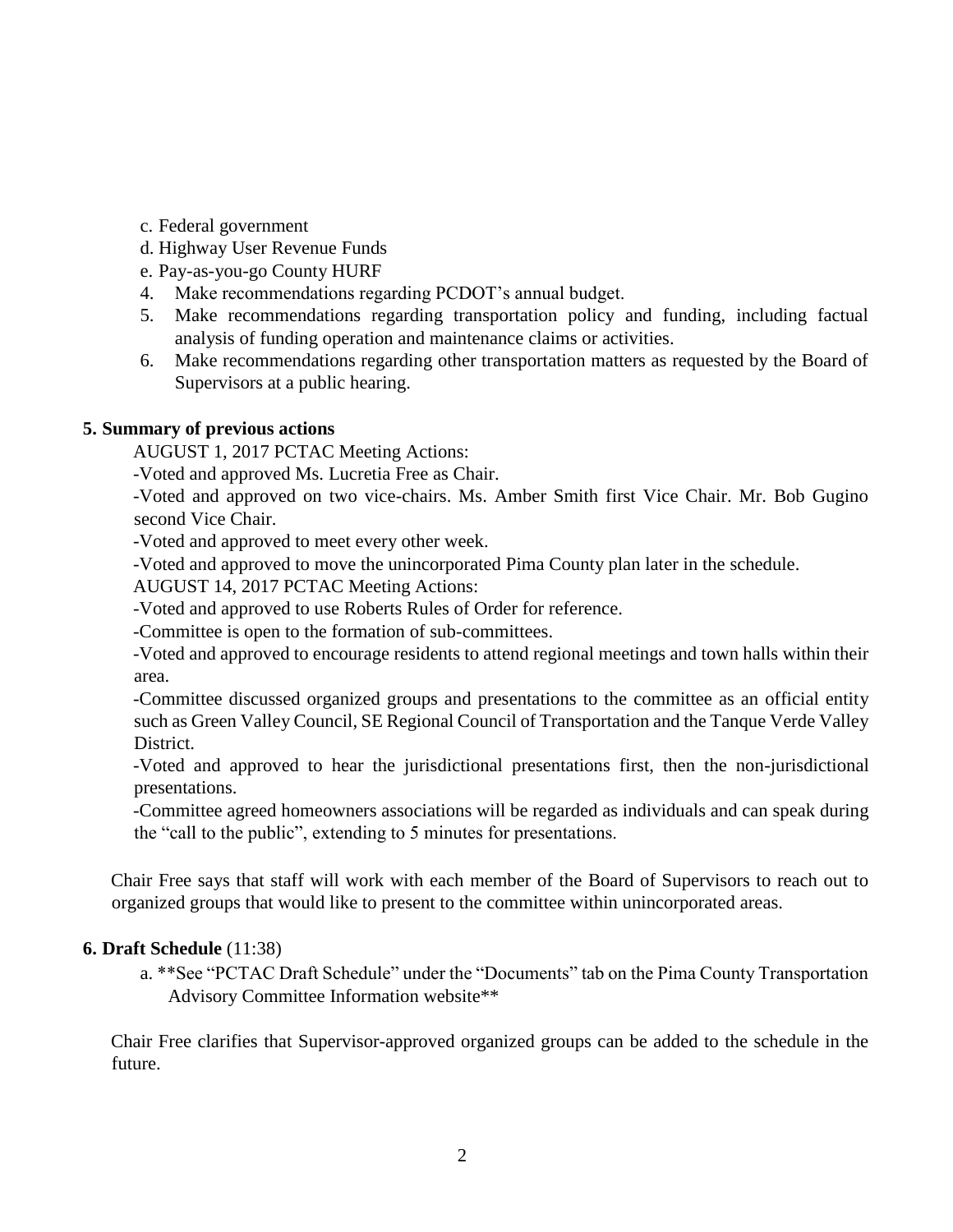c. Federal government
d. Highway User Revenue Funds
e. Pay-as-you-go County HURF

4. Make recommendations regarding PCDOT's annual budget.
5. Make recommendations regarding transportation policy and funding, including factual analysis of funding operation and maintenance claims or activities.
6. Make recommendations regarding other transportation matters as requested by the Board of Supervisors at a public hearing.

**5. Summary of previous actions**

AUGUST 1, 2017 PCTAC Meeting Actions:

-Voted and approved Ms. Lucretia Free as Chair.

-Voted and approved on two vice-chairs. Ms. Amber Smith first Vice Chair. Mr. Bob Gugino second Vice Chair.

-Voted and approved to meet every other week.

-Voted and approved to move the unincorporated Pima County plan later in the schedule.

AUGUST 14, 2017 PCTAC Meeting Actions:

-Voted and approved to use Roberts Rules of Order for reference.

-Committee is open to the formation of sub-committees.

-Voted and approved to encourage residents to attend regional meetings and town halls within their area.

-Committee discussed organized groups and presentations to the committee as an official entity such as Green Valley Council, SE Regional Council of Transportation and the Tanque Verde Valley District.

-Voted and approved to hear the jurisdictional presentations first, then the non-jurisdictional presentations.

-Committee agreed homeowners associations will be regarded as individuals and can speak during the "call to the public", extending to 5 minutes for presentations.

Chair Free says that staff will work with each member of the Board of Supervisors to reach out to organized groups that would like to present to the committee within unincorporated areas.

**6. Draft Schedule** (11:38)

a. **See "PCTAC Draft Schedule" under the "Documents" tab on the Pima County Transportation Advisory Committee Information website**

Chair Free clarifies that Supervisor-approved organized groups can be added to the schedule in the future.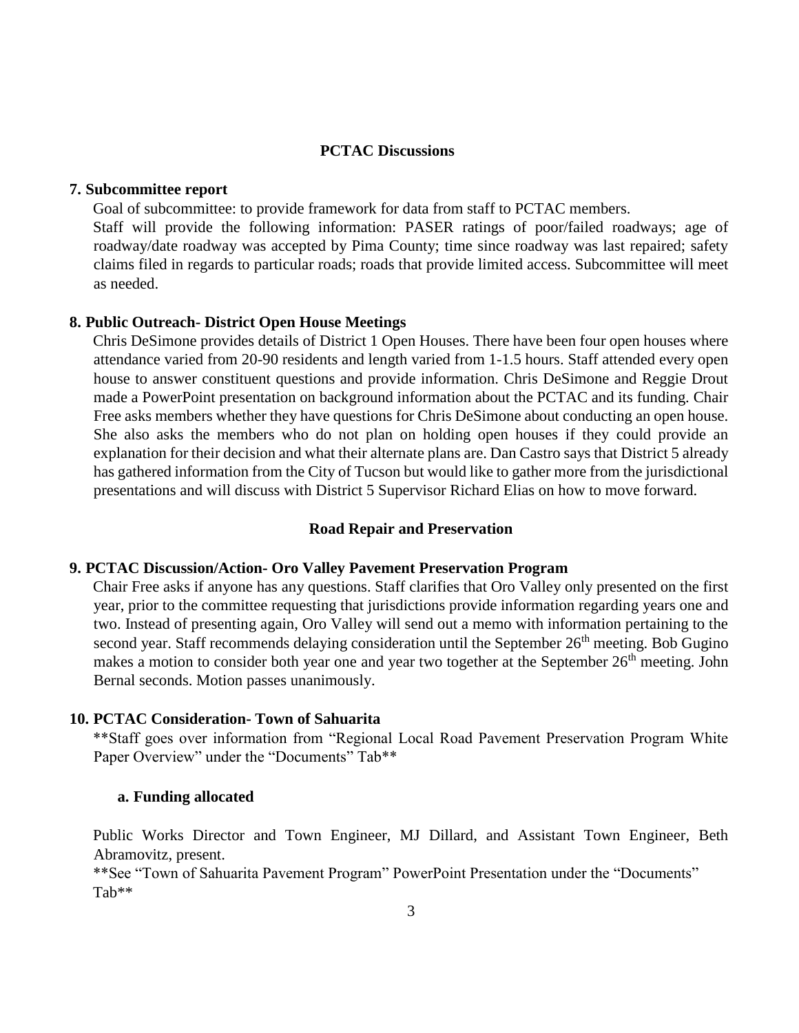## PCTAC Discussions

### 7. Subcommittee report

Goal of subcommittee: to provide framework for data from staff to PCTAC members.

Staff will provide the following information: PASER ratings of poor/failed roadways; age of roadway/date roadway was accepted by Pima County; time since roadway was last repaired; safety claims filed in regards to particular roads; roads that provide limited access. Subcommittee will meet as needed.

### 8. Public Outreach- District Open House Meetings

Chris DeSimone provides details of District 1 Open Houses. There have been four open houses where attendance varied from 20-90 residents and length varied from 1-1.5 hours. Staff attended every open house to answer constituent questions and provide information. Chris DeSimone and Reggie Drout made a PowerPoint presentation on background information about the PCTAC and its funding. Chair Free asks members whether they have questions for Chris DeSimone about conducting an open house. She also asks the members who do not plan on holding open houses if they could provide an explanation for their decision and what their alternate plans are. Dan Castro says that District 5 already has gathered information from the City of Tucson but would like to gather more from the jurisdictional presentations and will discuss with District 5 Supervisor Richard Elias on how to move forward.

## Road Repair and Preservation

### 9. PCTAC Discussion/Action- Oro Valley Pavement Preservation Program

Chair Free asks if anyone has any questions. Staff clarifies that Oro Valley only presented on the first year, prior to the committee requesting that jurisdictions provide information regarding years one and two. Instead of presenting again, Oro Valley will send out a memo with information pertaining to the second year. Staff recommends delaying consideration until the September 26th meeting. Bob Gugino makes a motion to consider both year one and year two together at the September 26th meeting. John Bernal seconds. Motion passes unanimously.

### 10. PCTAC Consideration- Town of Sahuarita

**Staff goes over information from "Regional Local Road Pavement Preservation Program White Paper Overview" under the "Documents" Tab**

#### a. Funding allocated

Public Works Director and Town Engineer, MJ Dillard, and Assistant Town Engineer, Beth Abramovitz, present.

**See "Town of Sahuarita Pavement Program" PowerPoint Presentation under the "Documents" Tab**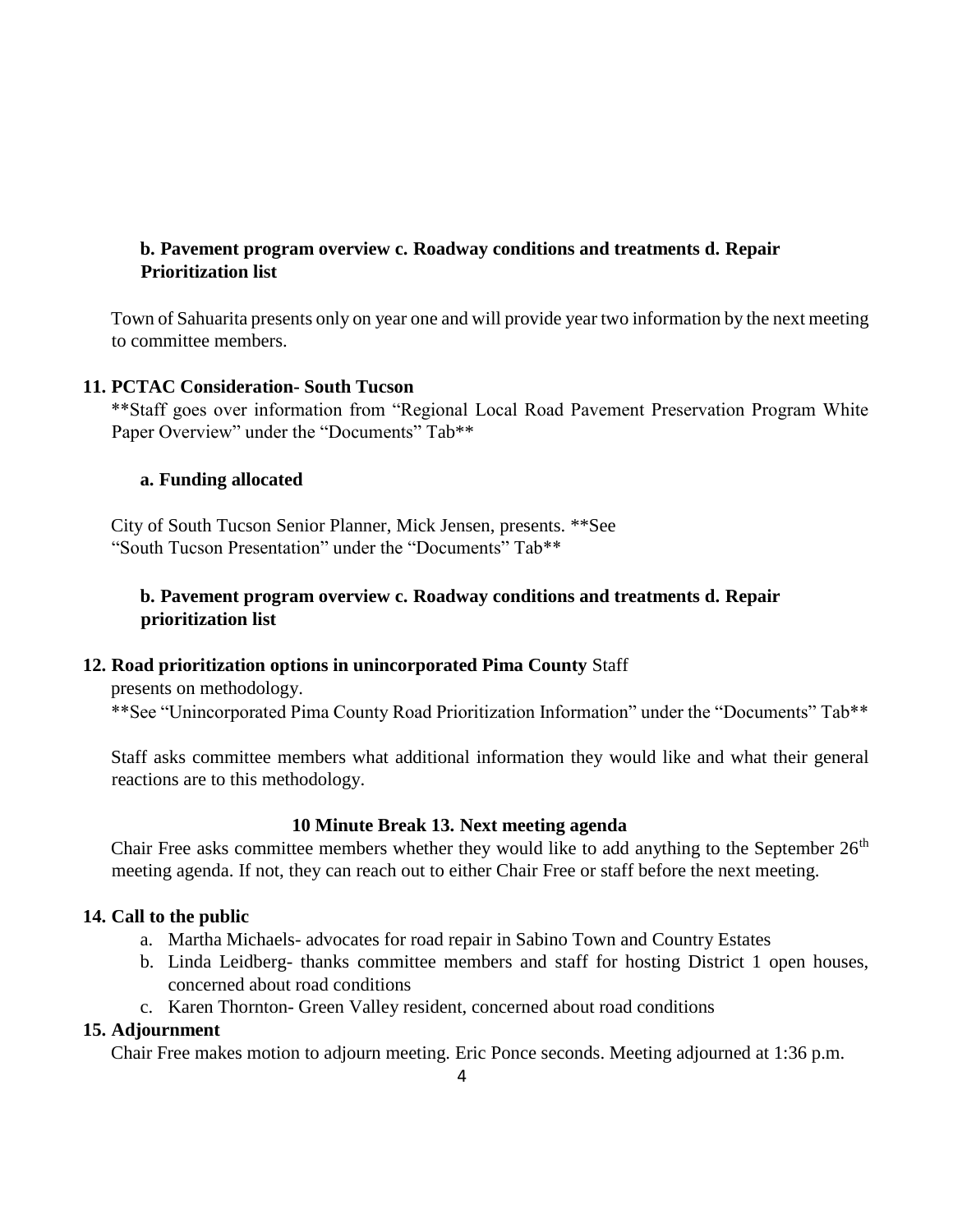**b. Pavement program overview c. Roadway conditions and treatments d. Repair Prioritization list**

Town of Sahuarita presents only on year one and will provide year two information by the next meeting to committee members.

**11. PCTAC Consideration- South Tucson**

**Staff goes over information from "Regional Local Road Pavement Preservation Program White Paper Overview" under the "Documents" Tab**

**a. Funding allocated**

City of South Tucson Senior Planner, Mick Jensen, presents. **See "South Tucson Presentation" under the "Documents" Tab**

**b. Pavement program overview c. Roadway conditions and treatments d. Repair prioritization list**

**12. Road prioritization options in unincorporated Pima County** Staff presents on methodology.

**See "Unincorporated Pima County Road Prioritization Information" under the "Documents" Tab**

Staff asks committee members what additional information they would like and what their general reactions are to this methodology.

**10 Minute Break 13. Next meeting agenda**

Chair Free asks committee members whether they would like to add anything to the September 26th meeting agenda. If not, they can reach out to either Chair Free or staff before the next meeting.

**14. Call to the public**

a. Martha Michaels- advocates for road repair in Sabino Town and Country Estates
b. Linda Leidberg- thanks committee members and staff for hosting District 1 open houses, concerned about road conditions
c. Karen Thornton- Green Valley resident, concerned about road conditions

**15. Adjournment**

Chair Free makes motion to adjourn meeting. Eric Ponce seconds. Meeting adjourned at 1:36 p.m.